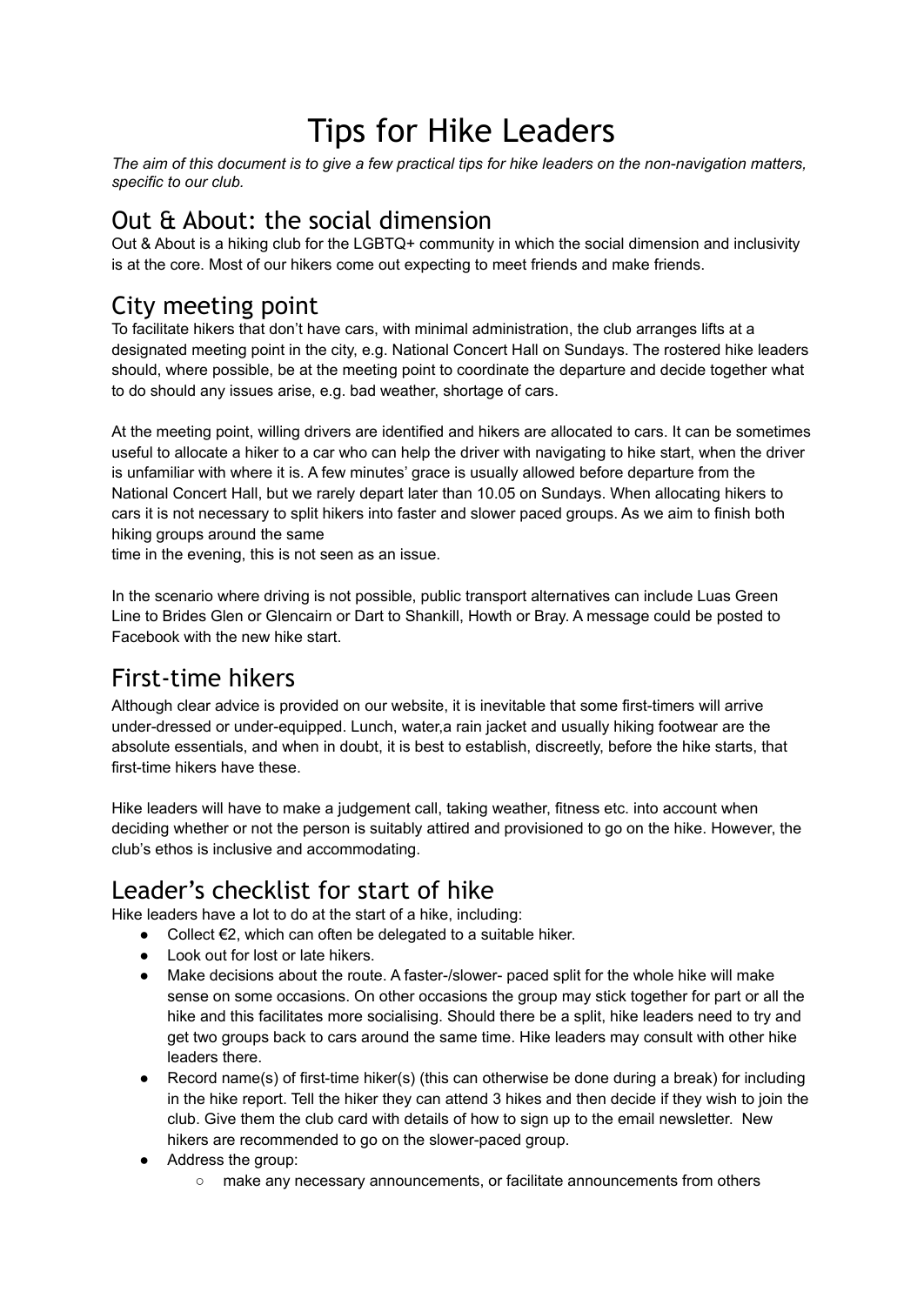# Tips for Hike Leaders

*The aim of this document is to give a few practical tips for hike leaders on the non-navigation matters, specific to our club.*

## Out & About: the social dimension

Out & About is a hiking club for the LGBTQ+ community in which the social dimension and inclusivity is at the core. Most of our hikers come out expecting to meet friends and make friends.

## City meeting point

To facilitate hikers that don't have cars, with minimal administration, the club arranges lifts at a designated meeting point in the city, e.g. National Concert Hall on Sundays. The rostered hike leaders should, where possible, be at the meeting point to coordinate the departure and decide together what to do should any issues arise, e.g. bad weather, shortage of cars.

At the meeting point, willing drivers are identified and hikers are allocated to cars. It can be sometimes useful to allocate a hiker to a car who can help the driver with navigating to hike start, when the driver is unfamiliar with where it is. A few minutes' grace is usually allowed before departure from the National Concert Hall, but we rarely depart later than 10.05 on Sundays. When allocating hikers to cars it is not necessary to split hikers into faster and slower paced groups. As we aim to finish both hiking groups around the same
time in the evening, this is not seen as an issue.

In the scenario where driving is not possible, public transport alternatives can include Luas Green Line to Brides Glen or Glencairn or Dart to Shankill, Howth or Bray. A message could be posted to Facebook with the new hike start.

## First-time hikers

Although clear advice is provided on our website, it is inevitable that some first-timers will arrive under-dressed or under-equipped. Lunch, water,a rain jacket and usually hiking footwear are the absolute essentials, and when in doubt, it is best to establish, discreetly, before the hike starts, that first-time hikers have these.

Hike leaders will have to make a judgement call, taking weather, fitness etc. into account when deciding whether or not the person is suitably attired and provisioned to go on the hike. However, the club's ethos is inclusive and accommodating.

## Leader's checklist for start of hike

Hike leaders have a lot to do at the start of a hike, including:

- Collect €2, which can often be delegated to a suitable hiker.
- Look out for lost or late hikers.
- Make decisions about the route. A faster-/slower- paced split for the whole hike will make sense on some occasions. On other occasions the group may stick together for part or all the hike and this facilitates more socialising. Should there be a split, hike leaders need to try and get two groups back to cars around the same time. Hike leaders may consult with other hike leaders there.
- Record name(s) of first-time hiker(s) (this can otherwise be done during a break) for including in the hike report. Tell the hiker they can attend 3 hikes and then decide if they wish to join the club. Give them the club card with details of how to sign up to the email newsletter. New hikers are recommended to go on the slower-paced group.
- Address the group:
    - make any necessary announcements, or facilitate announcements from others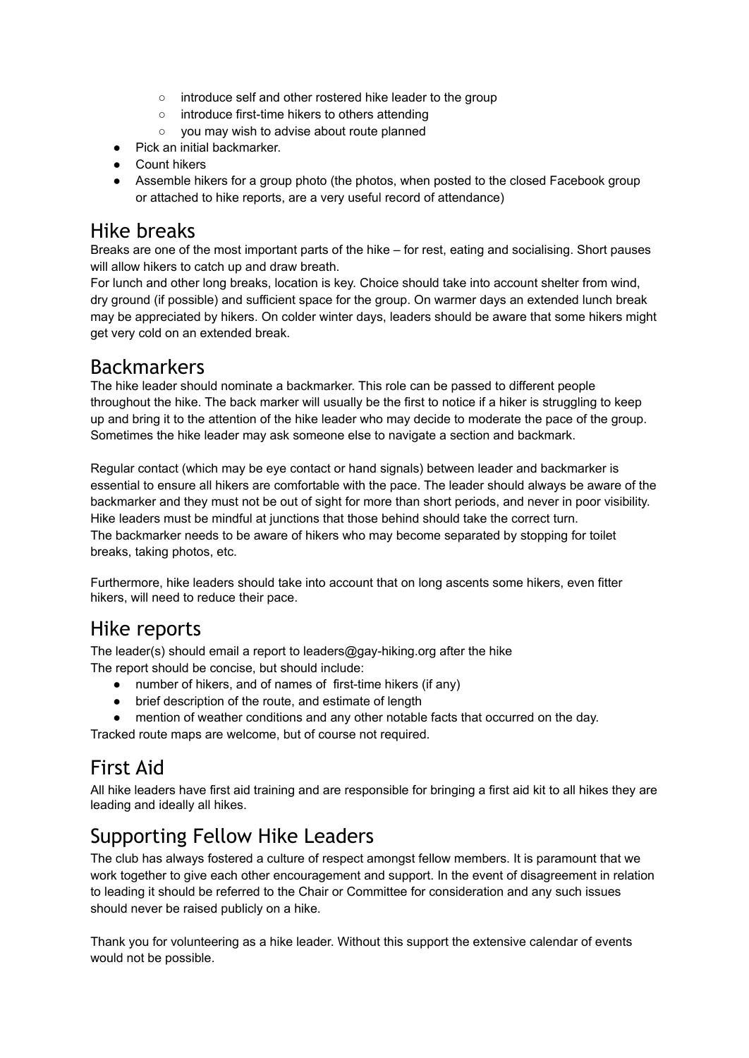- introduce self and other rostered hike leader to the group
    - introduce first-time hikers to others attending
    - you may wish to advise about route planned
- Pick an initial backmarker.
- Count hikers
- Assemble hikers for a group photo (the photos, when posted to the closed Facebook group or attached to hike reports, are a very useful record of attendance)

## Hike breaks

Breaks are one of the most important parts of the hike – for rest, eating and socialising. Short pauses will allow hikers to catch up and draw breath.
For lunch and other long breaks, location is key. Choice should take into account shelter from wind, dry ground (if possible) and sufficient space for the group. On warmer days an extended lunch break may be appreciated by hikers. On colder winter days, leaders should be aware that some hikers might get very cold on an extended break.

## Backmarkers

The hike leader should nominate a backmarker. This role can be passed to different people throughout the hike. The back marker will usually be the first to notice if a hiker is struggling to keep up and bring it to the attention of the hike leader who may decide to moderate the pace of the group. Sometimes the hike leader may ask someone else to navigate a section and backmark.

Regular contact (which may be eye contact or hand signals) between leader and backmarker is essential to ensure all hikers are comfortable with the pace. The leader should always be aware of the backmarker and they must not be out of sight for more than short periods, and never in poor visibility. Hike leaders must be mindful at junctions that those behind should take the correct turn.
The backmarker needs to be aware of hikers who may become separated by stopping for toilet breaks, taking photos, etc.

Furthermore, hike leaders should take into account that on long ascents some hikers, even fitter hikers, will need to reduce their pace.

## Hike reports

The leader(s) should email a report to leaders@gay-hiking.org after the hike
The report should be concise, but should include:

- number of hikers, and of names of first-time hikers (if any)
- brief description of the route, and estimate of length
- mention of weather conditions and any other notable facts that occurred on the day.

Tracked route maps are welcome, but of course not required.

## First Aid

All hike leaders have first aid training and are responsible for bringing a first aid kit to all hikes they are leading and ideally all hikes.

## Supporting Fellow Hike Leaders

The club has always fostered a culture of respect amongst fellow members. It is paramount that we work together to give each other encouragement and support. In the event of disagreement in relation to leading it should be referred to the Chair or Committee for consideration and any such issues should never be raised publicly on a hike.

Thank you for volunteering as a hike leader. Without this support the extensive calendar of events would not be possible.